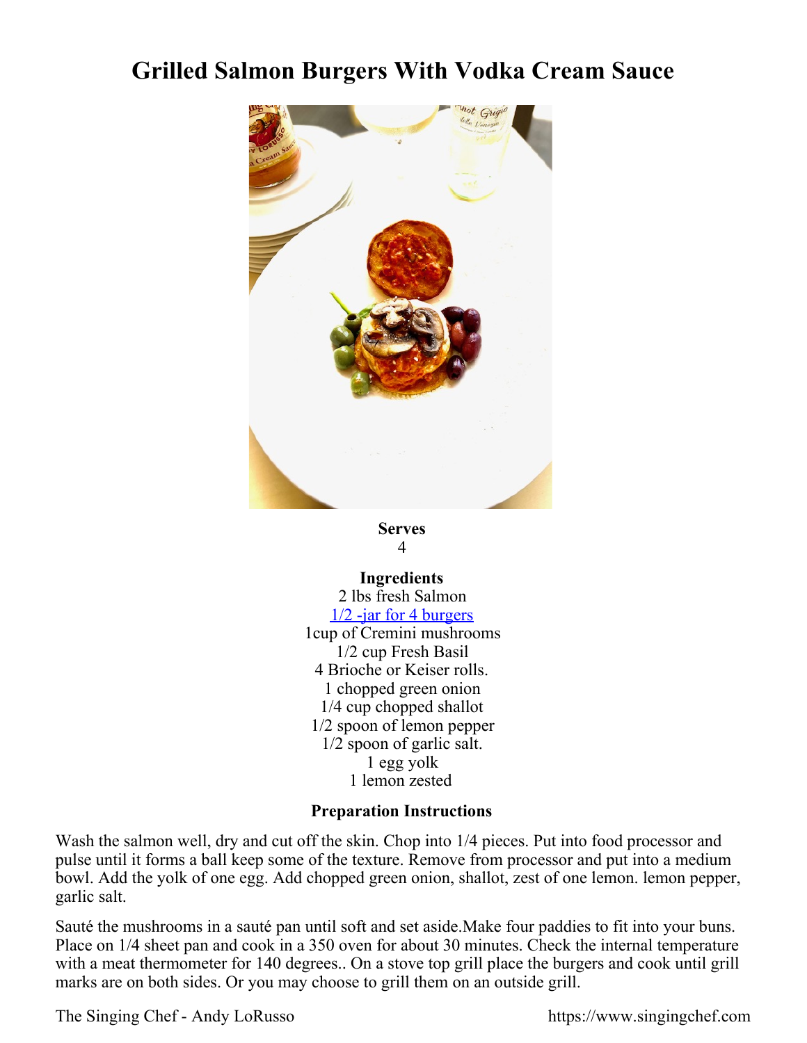# Grilled Salmon Burgers With Vodka Cream Sauce

**Serves**
4

**Ingredients**

2 lbs fresh Salmon
[1/2 -jar for 4 burgers]
1cup of Cremini mushrooms
1/2 cup Fresh Basil
4 Brioche or Keiser rolls.
1 chopped green onion
1/4 cup chopped shallot
1/2 spoon of lemon pepper
1/2 spoon of garlic salt.
1 egg yolk
1 lemon zested

**Preparation Instructions**

Wash the salmon well, dry and cut off the skin. Chop into 1/4 pieces. Put into food processor and pulse until it forms a ball keep some of the texture. Remove from processor and put into a medium bowl. Add the yolk of one egg. Add chopped green onion, shallot, zest of one lemon. lemon pepper, garlic salt.

Sauté the mushrooms in a sauté pan until soft and set aside.Make four paddies to fit into your buns. Place on 1/4 sheet pan and cook in a 350 oven for about 30 minutes. Check the internal temperature with a meat thermometer for 140 degrees.. On a stove top grill place the burgers and cook until grill marks are on both sides. Or you may choose to grill them on an outside grill.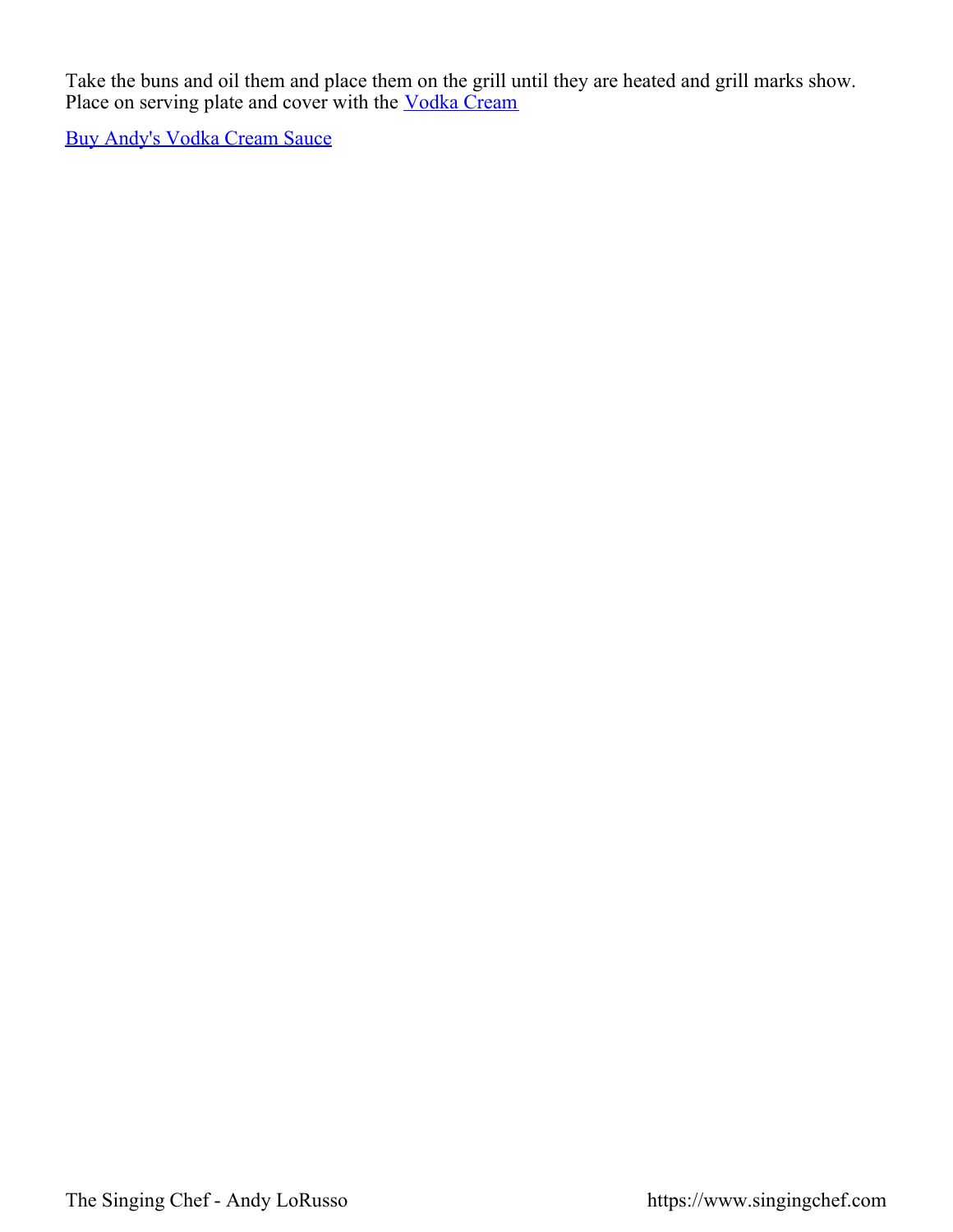Take the buns and oil them and place them on the grill until they are heated and grill marks show. Place on serving plate and cover with the Vodka Cream

Buy Andy's Vodka Cream Sauce